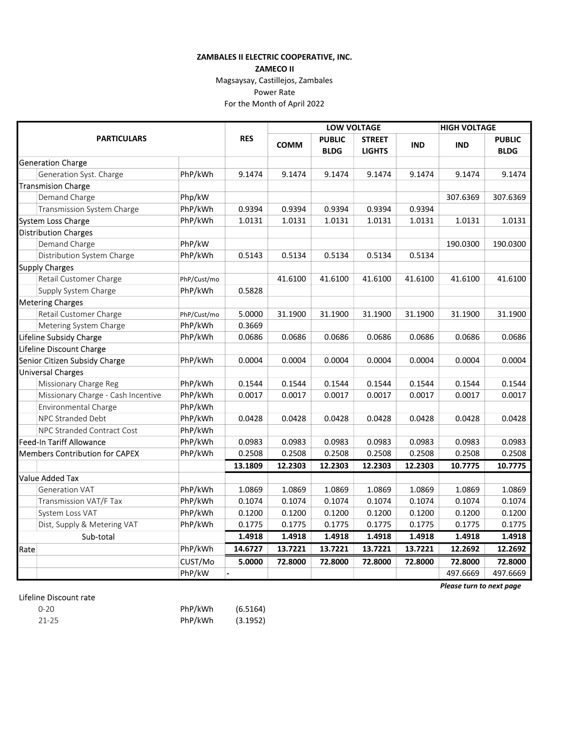**ZAMBALES II ELECTRIC COOPERATIVE, INC.**

**ZAMECO II**

Magsaysay, Castillejos, Zambales

Power Rate

For the Month of April 2022

| PARTICULARS | | RES | LOW VOLTAGE | | | | HIGH VOLTAGE | |
|---|---|---|---|---|---|---|---|---|
| | | | COMM | PUBLIC BLDG | STREET LIGHTS | IND | IND | PUBLIC BLDG |
| Generation Charge | | | | | | | | |
| Generation Syst. Charge | PhP/kWh | 9.1474 | 9.1474 | 9.1474 | 9.1474 | 9.1474 | 9.1474 | 9.1474 |
| Transmision Charge | | | | | | | | |
| Demand Charge | Php/kW | | | | | | 307.6369 | 307.6369 |
| Transmission System Charge | PhP/kWh | 0.9394 | 0.9394 | 0.9394 | 0.9394 | 0.9394 | | |
| System Loss Charge | PhP/kWh | 1.0131 | 1.0131 | 1.0131 | 1.0131 | 1.0131 | 1.0131 | 1.0131 |
| Distribution Charges | | | | | | | | |
| Demand Charge | PhP/kW | | | | | | 190.0300 | 190.0300 |
| Distribution System Charge | PhP/kWh | 0.5143 | 0.5134 | 0.5134 | 0.5134 | 0.5134 | | |
| Supply Charges | | | | | | | | |
| Retail Customer Charge | PhP/Cust/mo | | 41.6100 | 41.6100 | 41.6100 | 41.6100 | 41.6100 | 41.6100 |
| Supply System Charge | PhP/kWh | 0.5828 | | | | | | |
| Metering Charges | | | | | | | | |
| Retail Customer Charge | PhP/Cust/mo | 5.0000 | 31.1900 | 31.1900 | 31.1900 | 31.1900 | 31.1900 | 31.1900 |
| Metering System Charge | PhP/kWh | 0.3669 | | | | | | |
| Lifeline Subsidy Charge | PhP/kWh | 0.0686 | 0.0686 | 0.0686 | 0.0686 | 0.0686 | 0.0686 | 0.0686 |
| Lifeline Discount Charge | | | | | | | | |
| Senior Citizen Subsidy Charge | PhP/kWh | 0.0004 | 0.0004 | 0.0004 | 0.0004 | 0.0004 | 0.0004 | 0.0004 |
| Universal Charges | | | | | | | | |
| Missionary Charge Reg | PhP/kWh | 0.1544 | 0.1544 | 0.1544 | 0.1544 | 0.1544 | 0.1544 | 0.1544 |
| Missionary Charge - Cash Incentive | PhP/kWh | 0.0017 | 0.0017 | 0.0017 | 0.0017 | 0.0017 | 0.0017 | 0.0017 |
| Environmental Charge | PhP/kWh | | | | | | | |
| NPC Stranded Debt | PhP/kWh | 0.0428 | 0.0428 | 0.0428 | 0.0428 | 0.0428 | 0.0428 | 0.0428 |
| NPC Stranded Contract Cost | PhP/kWh | | | | | | | |
| Feed-In Tariff Allowance | PhP/kWh | 0.0983 | 0.0983 | 0.0983 | 0.0983 | 0.0983 | 0.0983 | 0.0983 |
| Members Contribution for CAPEX | PhP/kWh | 0.2508 | 0.2508 | 0.2508 | 0.2508 | 0.2508 | 0.2508 | 0.2508 |
| | | **13.1809** | **12.2303** | **12.2303** | **12.2303** | **12.2303** | **10.7775** | **10.7775** |
| Value Added Tax | | | | | | | | |
| Generation VAT | PhP/kWh | 1.0869 | 1.0869 | 1.0869 | 1.0869 | 1.0869 | 1.0869 | 1.0869 |
| Transmission VAT/F Tax | PhP/kWh | 0.1074 | 0.1074 | 0.1074 | 0.1074 | 0.1074 | 0.1074 | 0.1074 |
| System Loss VAT | PhP/kWh | 0.1200 | 0.1200 | 0.1200 | 0.1200 | 0.1200 | 0.1200 | 0.1200 |
| Dist, Supply & Metering VAT | PhP/kWh | 0.1775 | 0.1775 | 0.1775 | 0.1775 | 0.1775 | 0.1775 | 0.1775 |
| Sub-total | | **1.4918** | **1.4918** | **1.4918** | **1.4918** | **1.4918** | **1.4918** | **1.4918** |
| Rate | PhP/kWh | **14.6727** | **13.7221** | **13.7221** | **13.7221** | **13.7221** | **12.2692** | **12.2692** |
| | CUST/Mo | **5.0000** | **72.8000** | **72.8000** | **72.8000** | **72.8000** | **72.8000** | **72.8000** |
| | PhP/kW | - | | | | | 497.6669 | 497.6669 |

***Please turn to next page***

Lifeline Discount rate

| | | |
|---|---|---|
| 0-20 | PhP/kWh | (6.5164) |
| 21-25 | PhP/kWh | (3.1952) |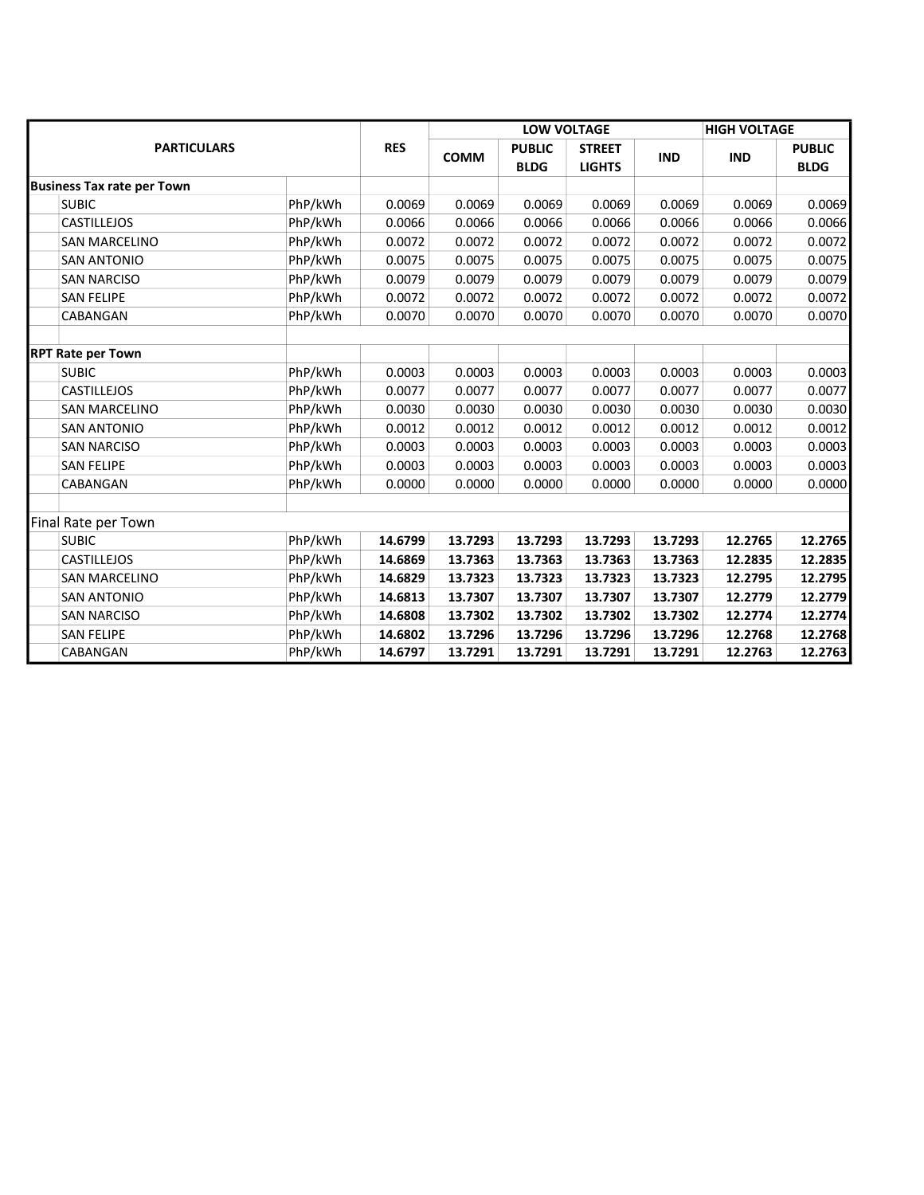| PARTICULARS | | RES | LOW VOLTAGE | | | | HIGH VOLTAGE | |
|---|---|---|---|---|---|---|---|---|
| | | | COMM | PUBLIC BLDG | STREET LIGHTS | IND | IND | PUBLIC BLDG |
| **Business Tax rate per Town** | | | | | | | | |
| SUBIC | PhP/kWh | 0.0069 | 0.0069 | 0.0069 | 0.0069 | 0.0069 | 0.0069 | 0.0069 |
| CASTILLEJOS | PhP/kWh | 0.0066 | 0.0066 | 0.0066 | 0.0066 | 0.0066 | 0.0066 | 0.0066 |
| SAN MARCELINO | PhP/kWh | 0.0072 | 0.0072 | 0.0072 | 0.0072 | 0.0072 | 0.0072 | 0.0072 |
| SAN ANTONIO | PhP/kWh | 0.0075 | 0.0075 | 0.0075 | 0.0075 | 0.0075 | 0.0075 | 0.0075 |
| SAN NARCISO | PhP/kWh | 0.0079 | 0.0079 | 0.0079 | 0.0079 | 0.0079 | 0.0079 | 0.0079 |
| SAN FELIPE | PhP/kWh | 0.0072 | 0.0072 | 0.0072 | 0.0072 | 0.0072 | 0.0072 | 0.0072 |
| CABANGAN | PhP/kWh | 0.0070 | 0.0070 | 0.0070 | 0.0070 | 0.0070 | 0.0070 | 0.0070 |
| | | | | | | | | |
| **RPT Rate per Town** | | | | | | | | |
| SUBIC | PhP/kWh | 0.0003 | 0.0003 | 0.0003 | 0.0003 | 0.0003 | 0.0003 | 0.0003 |
| CASTILLEJOS | PhP/kWh | 0.0077 | 0.0077 | 0.0077 | 0.0077 | 0.0077 | 0.0077 | 0.0077 |
| SAN MARCELINO | PhP/kWh | 0.0030 | 0.0030 | 0.0030 | 0.0030 | 0.0030 | 0.0030 | 0.0030 |
| SAN ANTONIO | PhP/kWh | 0.0012 | 0.0012 | 0.0012 | 0.0012 | 0.0012 | 0.0012 | 0.0012 |
| SAN NARCISO | PhP/kWh | 0.0003 | 0.0003 | 0.0003 | 0.0003 | 0.0003 | 0.0003 | 0.0003 |
| SAN FELIPE | PhP/kWh | 0.0003 | 0.0003 | 0.0003 | 0.0003 | 0.0003 | 0.0003 | 0.0003 |
| CABANGAN | PhP/kWh | 0.0000 | 0.0000 | 0.0000 | 0.0000 | 0.0000 | 0.0000 | 0.0000 |
| | | | | | | | | |
| Final Rate per Town | | | | | | | | |
| SUBIC | PhP/kWh | **14.6799** | **13.7293** | **13.7293** | **13.7293** | **13.7293** | **12.2765** | **12.2765** |
| CASTILLEJOS | PhP/kWh | **14.6869** | **13.7363** | **13.7363** | **13.7363** | **13.7363** | **12.2835** | **12.2835** |
| SAN MARCELINO | PhP/kWh | **14.6829** | **13.7323** | **13.7323** | **13.7323** | **13.7323** | **12.2795** | **12.2795** |
| SAN ANTONIO | PhP/kWh | **14.6813** | **13.7307** | **13.7307** | **13.7307** | **13.7307** | **12.2779** | **12.2779** |
| SAN NARCISO | PhP/kWh | **14.6808** | **13.7302** | **13.7302** | **13.7302** | **13.7302** | **12.2774** | **12.2774** |
| SAN FELIPE | PhP/kWh | **14.6802** | **13.7296** | **13.7296** | **13.7296** | **13.7296** | **12.2768** | **12.2768** |
| CABANGAN | PhP/kWh | **14.6797** | **13.7291** | **13.7291** | **13.7291** | **13.7291** | **12.2763** | **12.2763** |